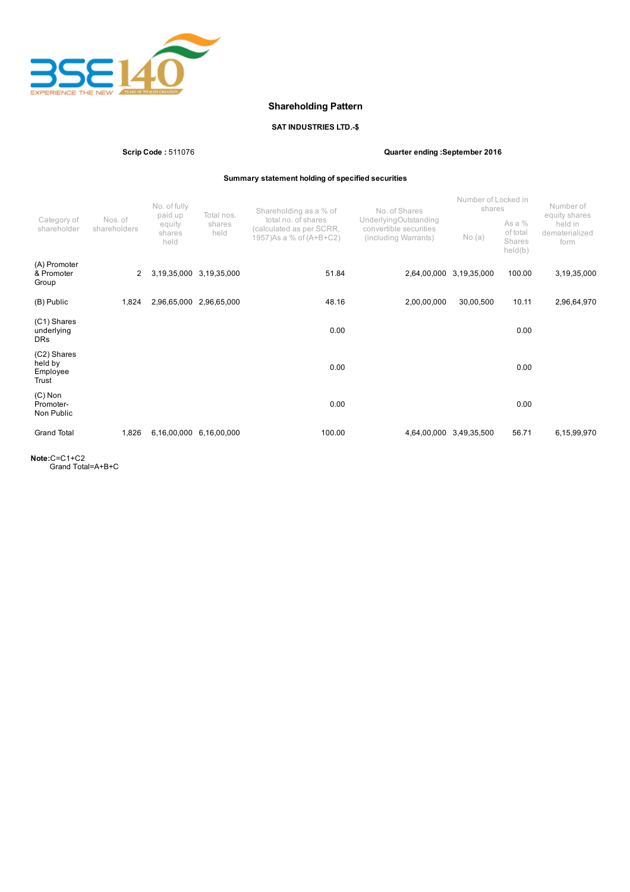# Shareholding Pattern

**SAT INDUSTRIES LTD.-$**

**Scrip Code :** 511076 **Quarter ending :September 2016**

### Summary statement holding of specified securities

| Category of shareholder | Nos. of shareholders | No. of fully paid up equity shares held | Total nos. shares held | Shareholding as a % of total no. of shares (calculated as per SCRR, 1957)As a % of (A+B+C2) | No. of Shares UnderlyingOutstanding convertible securities (including Warrants) | Number of Locked in shares | | Number of equity shares held in dematerialized form |
|---|---|---|---|---|---|---|---|---|
| | | | | | | No.(a) | As a % of total Shares held(b) | |
| (A) Promoter & Promoter Group | 2 | 3,19,35,000 | 3,19,35,000 | 51.84 | 2,64,00,000 | 3,19,35,000 | 100.00 | 3,19,35,000 |
| (B) Public | 1,824 | 2,96,65,000 | 2,96,65,000 | 48.16 | 2,00,00,000 | 30,00,500 | 10.11 | 2,96,64,970 |
| (C1) Shares underlying DRs | | | | 0.00 | | | 0.00 | |
| (C2) Shares held by Employee Trust | | | | 0.00 | | | 0.00 | |
| (C) Non Promoter-Non Public | | | | 0.00 | | | 0.00 | |
| Grand Total | 1,826 | 6,16,00,000 | 6,16,00,000 | 100.00 | 4,64,00,000 | 3,49,35,500 | 56.71 | 6,15,99,970 |

**Note:**C=C1+C2
Grand Total=A+B+C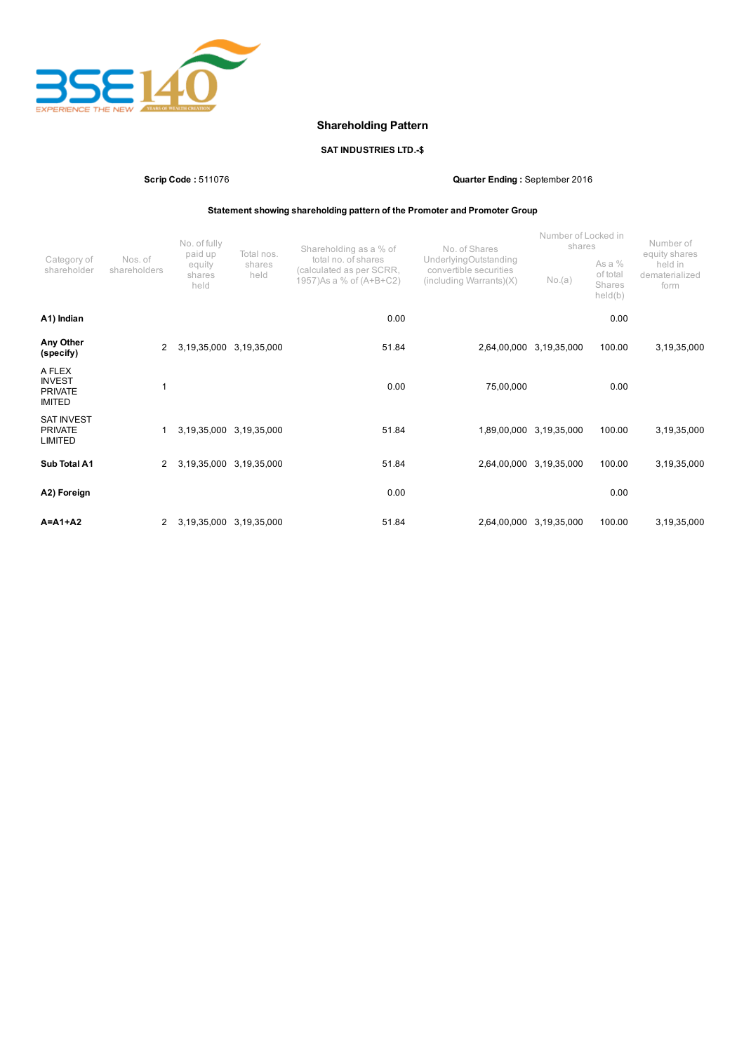## Shareholding Pattern

**SAT INDUSTRIES LTD.-$**

**Scrip Code :** 511076 **Quarter Ending :** September 2016

**Statement showing shareholding pattern of the Promoter and Promoter Group**

| Category of shareholder | Nos. of shareholders | No. of fully paid up equity shares held | Total nos. shares held | Shareholding as a % of total no. of shares (calculated as per SCRR, 1957)As a % of (A+B+C2) | No. of Shares UnderlyingOutstanding convertible securities (including Warrants)(X) | Number of Locked in shares | | Number of equity shares held in dematerialized form |
|---|---|---|---|---|---|---|---|---|
| | | | | | | No.(a) | As a % of total Shares held(b) | |
| **A1) Indian** | | | | 0.00 | | | 0.00 | |
| **Any Other (specify)** | 2 | 3,19,35,000 | 3,19,35,000 | 51.84 | 2,64,00,000 | 3,19,35,000 | 100.00 | 3,19,35,000 |
| A FLEX INVEST PRIVATE IMITED | 1 | | | 0.00 | 75,00,000 | | 0.00 | |
| SAT INVEST PRIVATE LIMITED | 1 | 3,19,35,000 | 3,19,35,000 | 51.84 | 1,89,00,000 | 3,19,35,000 | 100.00 | 3,19,35,000 |
| **Sub Total A1** | 2 | 3,19,35,000 | 3,19,35,000 | 51.84 | 2,64,00,000 | 3,19,35,000 | 100.00 | 3,19,35,000 |
| **A2) Foreign** | | | | 0.00 | | | 0.00 | |
| **A=A1+A2** | 2 | 3,19,35,000 | 3,19,35,000 | 51.84 | 2,64,00,000 | 3,19,35,000 | 100.00 | 3,19,35,000 |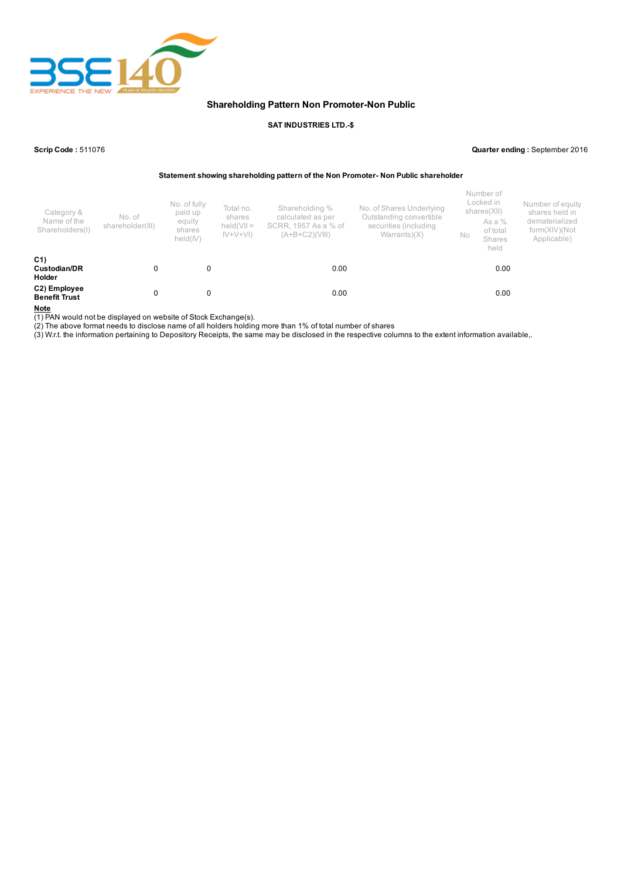## Shareholding Pattern Non Promoter-Non Public

**SAT INDUSTRIES LTD.-$**

**Scrip Code :** 511076

**Quarter ending :** September 2016

**Statement showing shareholding pattern of the Non Promoter- Non Public shareholder**

| Category & Name of the Shareholders(I) | No. of shareholder(III) | No. of fully paid up equity shares held(IV) | Total no. shares held(VII = IV+V+VI) | Shareholding % calculated as per SCRR, 1957 As a % of (A+B+C2)(VIII) | No. of Shares Underlying Outstanding convertible securities (including Warrants)(X) | Number of Locked in shares(XII) | | Number of equity shares held in dematerialized form(XIV)(Not Applicable) |
|---|---|---|---|---|---|---|---|---|
| | | | | | | No | As a % of total Shares held | |
| **C1) Custodian/DR Holder** | 0 | 0 | | 0.00 | | | 0.00 | |
| **C2) Employee Benefit Trust** | 0 | 0 | | 0.00 | | | 0.00 | |

**Note**

(1) PAN would not be displayed on website of Stock Exchange(s).

(2) The above format needs to disclose name of all holders holding more than 1% of total number of shares

(3) W.r.t. the information pertaining to Depository Receipts, the same may be disclosed in the respective columns to the extent information available,.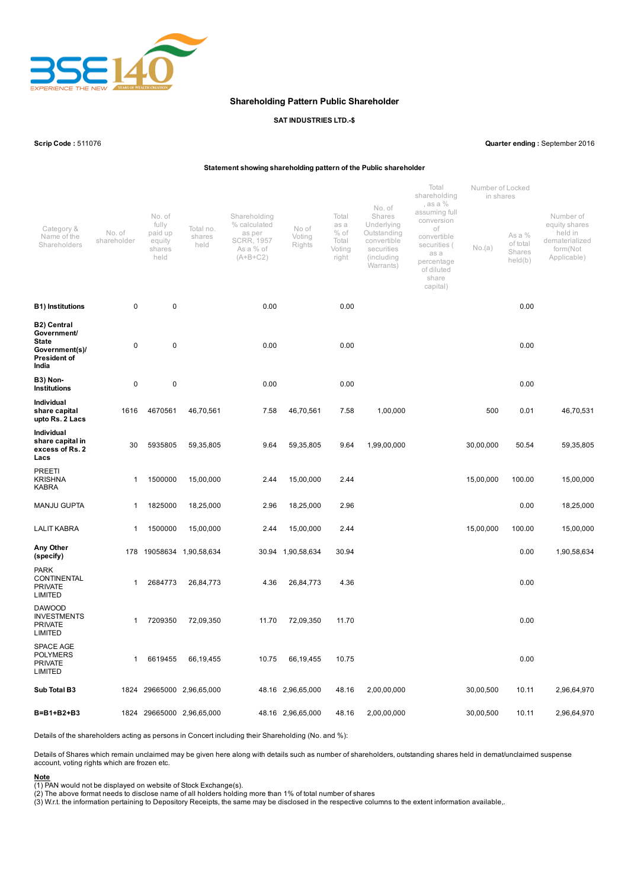## Shareholding Pattern Public Shareholder

**SAT INDUSTRIES LTD.-$**

**Scrip Code :** 511076

**Quarter ending :** September 2016

**Statement showing shareholding pattern of the Public shareholder**

| Category & Name of the Shareholders | No. of shareholder | No. of fully paid up equity shares held | Total no. shares held | Shareholding % calculated as per SCRR, 1957 As a % of (A+B+C2) | No of Voting Rights | Total as a % of Total Voting right | No. of Shares Underlying Outstanding convertible securities (including Warrants) | Total shareholding , as a % assuming full conversion of convertible securities ( as a percentage of diluted share capital) | Number of Locked in shares | | Number of equity shares held in dematerialized form(Not Applicable) |
|---|---|---|---|---|---|---|---|---|---|---|---|
| | | | | | | | | | No.(a) | As a % of total Shares held(b) | |
| **B1) Institutions** | 0 | 0 | | 0.00 | | 0.00 | | | | 0.00 | |
| **B2) Central Government/ State Government(s)/ President of India** | 0 | 0 | | 0.00 | | 0.00 | | | | 0.00 | |
| **B3) Non-Institutions** | 0 | 0 | | 0.00 | | 0.00 | | | | 0.00 | |
| **Individual share capital upto Rs. 2 Lacs** | 1616 | 4670561 | 46,70,561 | 7.58 | 46,70,561 | 7.58 | 1,00,000 | | 500 | 0.01 | 46,70,531 |
| **Individual share capital in excess of Rs. 2 Lacs** | 30 | 5935805 | 59,35,805 | 9.64 | 59,35,805 | 9.64 | 1,99,00,000 | | 30,00,000 | 50.54 | 59,35,805 |
| PREETI KRISHNA KABRA | 1 | 1500000 | 15,00,000 | 2.44 | 15,00,000 | 2.44 | | | 15,00,000 | 100.00 | 15,00,000 |
| MANJU GUPTA | 1 | 1825000 | 18,25,000 | 2.96 | 18,25,000 | 2.96 | | | | 0.00 | 18,25,000 |
| LALIT KABRA | 1 | 1500000 | 15,00,000 | 2.44 | 15,00,000 | 2.44 | | | 15,00,000 | 100.00 | 15,00,000 |
| **Any Other (specify)** | 178 | 19058634 | 1,90,58,634 | 30.94 | 1,90,58,634 | 30.94 | | | | 0.00 | 1,90,58,634 |
| PARK CONTINENTAL PRIVATE LIMITED | 1 | 2684773 | 26,84,773 | 4.36 | 26,84,773 | 4.36 | | | | 0.00 | |
| DAWOOD INVESTMENTS PRIVATE LIMITED | 1 | 7209350 | 72,09,350 | 11.70 | 72,09,350 | 11.70 | | | | 0.00 | |
| SPACE AGE POLYMERS PRIVATE LIMITED | 1 | 6619455 | 66,19,455 | 10.75 | 66,19,455 | 10.75 | | | | 0.00 | |
| **Sub Total B3** | 1824 | 29665000 | 2,96,65,000 | 48.16 | 2,96,65,000 | 48.16 | 2,00,00,000 | | 30,00,500 | 10.11 | 2,96,64,970 |
| **B=B1+B2+B3** | 1824 | 29665000 | 2,96,65,000 | 48.16 | 2,96,65,000 | 48.16 | 2,00,00,000 | | 30,00,500 | 10.11 | 2,96,64,970 |

Details of the shareholders acting as persons in Concert including their Shareholding (No. and %):

Details of Shares which remain unclaimed may be given here along with details such as number of shareholders, outstanding shares held in demat/unclaimed suspense account, voting rights which are frozen etc.

**Note**

(1) PAN would not be displayed on website of Stock Exchange(s).
(2) The above format needs to disclose name of all holders holding more than 1% of total number of shares
(3) W.r.t. the information pertaining to Depository Receipts, the same may be disclosed in the respective columns to the extent information available,.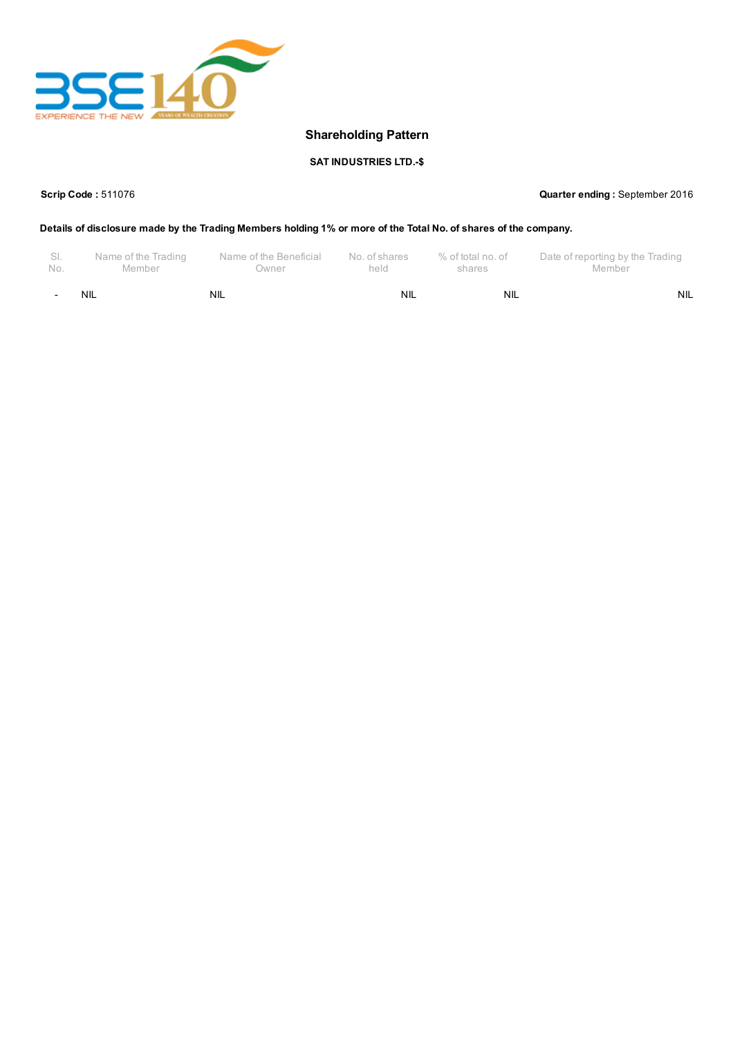## Shareholding Pattern

**SAT INDUSTRIES LTD.-$**

**Scrip Code :** 511076 **Quarter ending :** September 2016

**Details of disclosure made by the Trading Members holding 1% or more of the Total No. of shares of the company.**

| Sl. No. | Name of the Trading Member | Name of the Beneficial Owner | No. of shares held | % of total no. of shares | Date of reporting by the Trading Member |
|---|---|---|---|---|---|
| - | NIL | NIL | NIL | NIL | NIL |